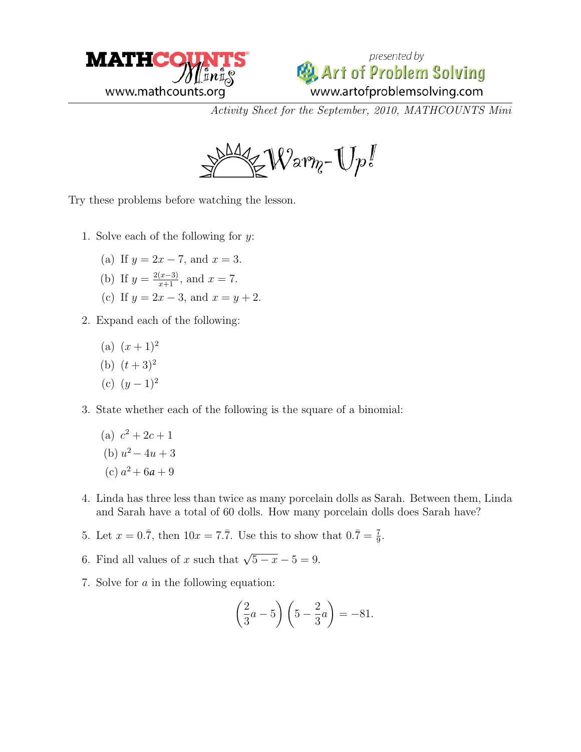MATHCOUNTS Minis
www.mathcounts.org

presented by Art of Problem Solving
www.artofproblemsolving.com

*Activity Sheet for the September, 2010, MATHCOUNTS Mini*

# Warm-Up!

Try these problems before watching the lesson.

1. Solve each of the following for $y$:
   (a) If $y = 2x - 7$, and $x = 3$.
   (b) If $y = \frac{2(x-3)}{x+1}$, and $x = 7$.
   (c) If $y = 2x - 3$, and $x = y + 2$.

2. Expand each of the following:
   (a) $(x + 1)^2$
   (b) $(t + 3)^2$
   (c) $(y - 1)^2$

3. State whether each of the following is the square of a binomial:
   (a) $c^2 + 2c + 1$
   (b) $u^2 - 4u + 3$
   (c) $a^2 + 6a + 9$

4. Linda has three less than twice as many porcelain dolls as Sarah. Between them, Linda and Sarah have a total of 60 dolls. How many porcelain dolls does Sarah have?

5. Let $x = 0.\bar{7}$, then $10x = 7.\bar{7}$. Use this to show that $0.\bar{7} = \frac{7}{9}$.

6. Find all values of $x$ such that $\sqrt{5 - x} - 5 = 9$.

7. Solve for $a$ in the following equation:

$$\left(\frac{2}{3}a - 5\right)\left(5 - \frac{2}{3}a\right) = -81.$$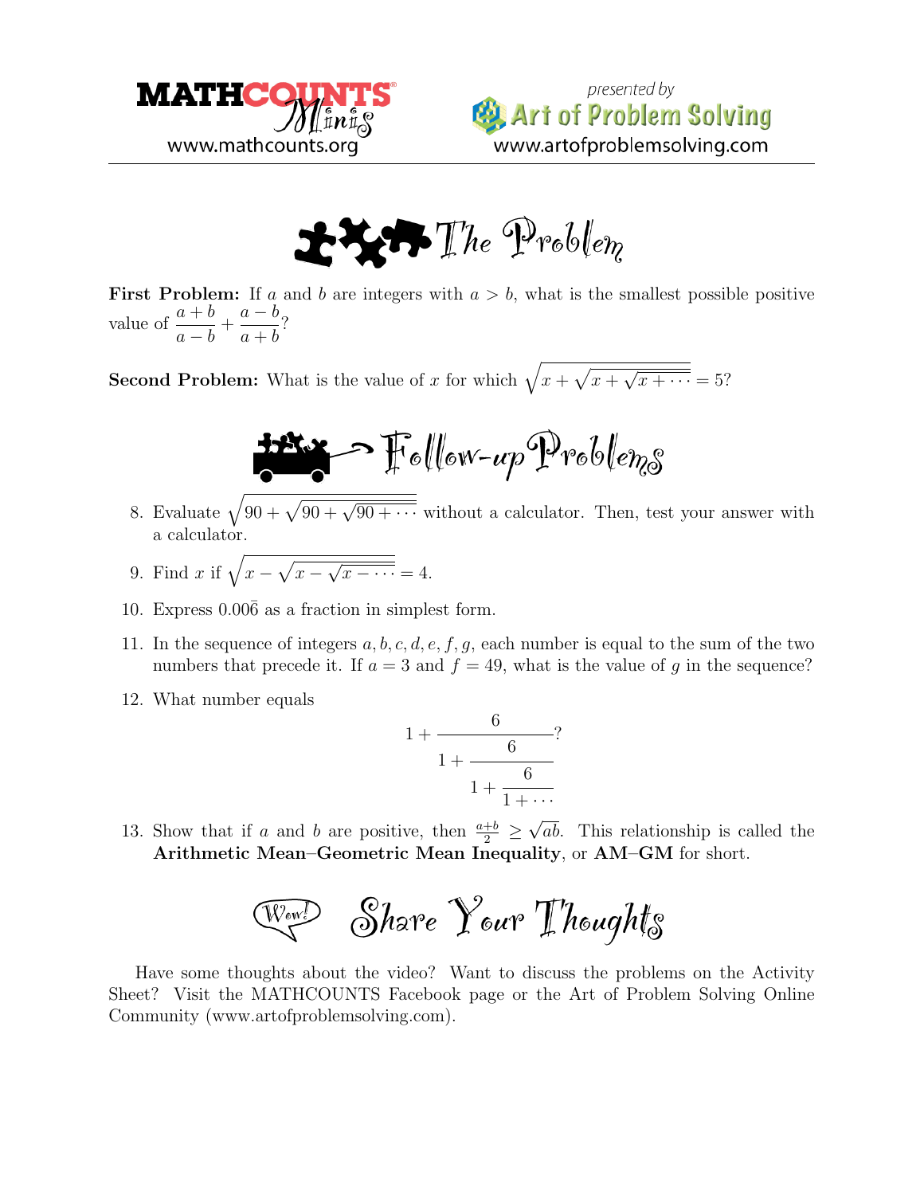# The Problem

**First Problem:** If $a$ and $b$ are integers with $a > b$, what is the smallest possible positive value of $\dfrac{a+b}{a-b} + \dfrac{a-b}{a+b}$?

**Second Problem:** What is the value of $x$ for which $\sqrt{x + \sqrt{x + \sqrt{x + \cdots}}} = 5$?

# Follow-up Problems

8. Evaluate $\sqrt{90 + \sqrt{90 + \sqrt{90 + \cdots}}}$ without a calculator. Then, test your answer with a calculator.

9. Find $x$ if $\sqrt{x - \sqrt{x - \sqrt{x - \cdots}}} = 4$.

10. Express $0.00\bar{6}$ as a fraction in simplest form.

11. In the sequence of integers $a, b, c, d, e, f, g$, each number is equal to the sum of the two numbers that precede it. If $a = 3$ and $f = 49$, what is the value of $g$ in the sequence?

12. What number equals
$$1 + \cfrac{6}{1 + \cfrac{6}{1 + \cfrac{6}{1 + \cdots}}}?$$

13. Show that if $a$ and $b$ are positive, then $\frac{a+b}{2} \geq \sqrt{ab}$. This relationship is called the **Arithmetic Mean–Geometric Mean Inequality**, or **AM–GM** for short.

# Share Your Thoughts

Have some thoughts about the video? Want to discuss the problems on the Activity Sheet? Visit the MATHCOUNTS Facebook page or the Art of Problem Solving Online Community (www.artofproblemsolving.com).